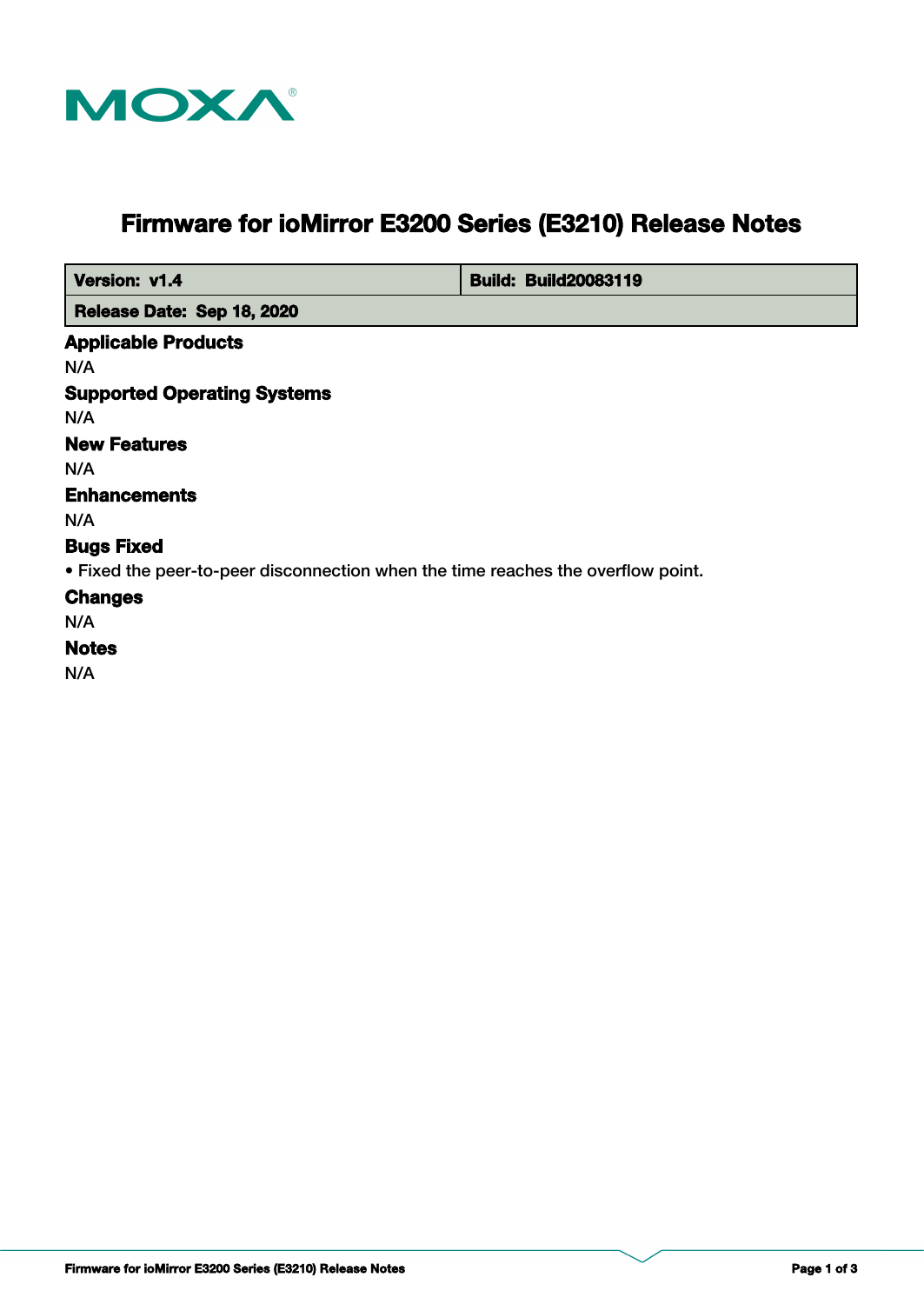# Firmware for ioMirror E3200 Series (E3210) Release Notes

| Version: v1.4 | Build: Build20083119 |
| --- | --- |
| Release Date: Sep 18, 2020 | |

### Applicable Products

N/A

### Supported Operating Systems

N/A

### New Features

N/A

### Enhancements

N/A

### Bugs Fixed

- Fixed the peer-to-peer disconnection when the time reaches the overflow point.

### Changes

N/A

### Notes

N/A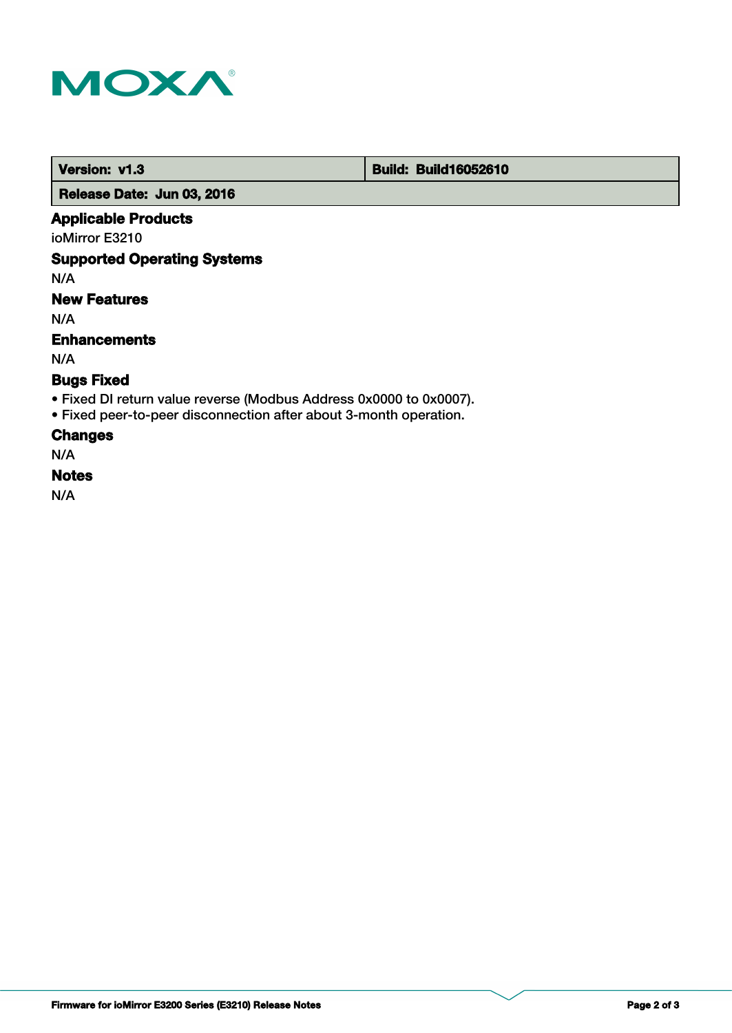| **Version: v1.3** | **Build: Build16052610** |
| --- | --- |
| **Release Date: Jun 03, 2016** | |

## Applicable Products

ioMirror E3210

## Supported Operating Systems

N/A

## New Features

N/A

## Enhancements

N/A

## Bugs Fixed

- Fixed DI return value reverse (Modbus Address 0x0000 to 0x0007).
- Fixed peer-to-peer disconnection after about 3-month operation.

## Changes

N/A

## Notes

N/A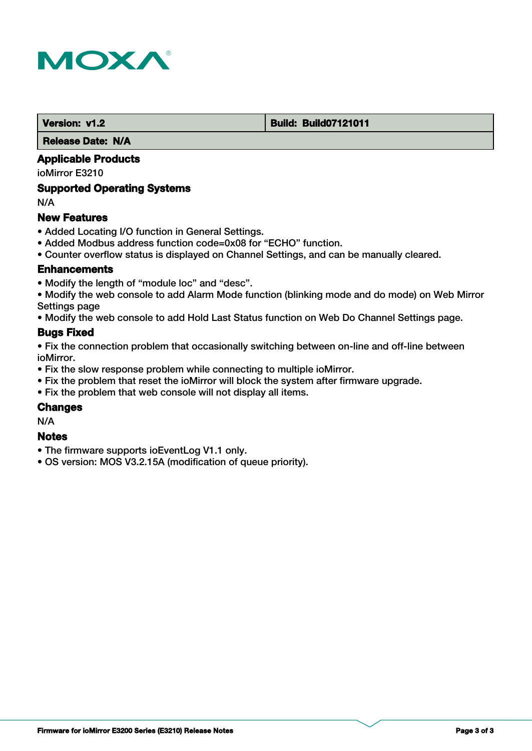| Version: v1.2 | Build: Build07121011 |
| --- | --- |
| Release Date: N/A | |

### Applicable Products

ioMirror E3210

### Supported Operating Systems

N/A

### New Features

- Added Locating I/O function in General Settings.
- Added Modbus address function code=0x08 for “ECHO” function.
- Counter overflow status is displayed on Channel Settings, and can be manually cleared.

### Enhancements

- Modify the length of “module loc” and “desc”.
- Modify the web console to add Alarm Mode function (blinking mode and do mode) on Web Mirror Settings page
- Modify the web console to add Hold Last Status function on Web Do Channel Settings page.

### Bugs Fixed

- Fix the connection problem that occasionally switching between on-line and off-line between ioMirror.
- Fix the slow response problem while connecting to multiple ioMirror.
- Fix the problem that reset the ioMirror will block the system after firmware upgrade.
- Fix the problem that web console will not display all items.

### Changes

N/A

### Notes

- The firmware supports ioEventLog V1.1 only.
- OS version: MOS V3.2.15A (modification of queue priority).